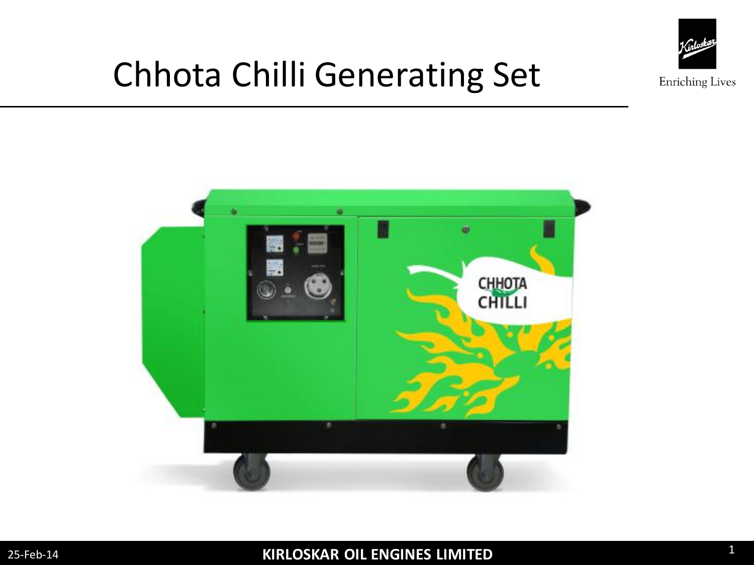# Chhota Chilli Generating Set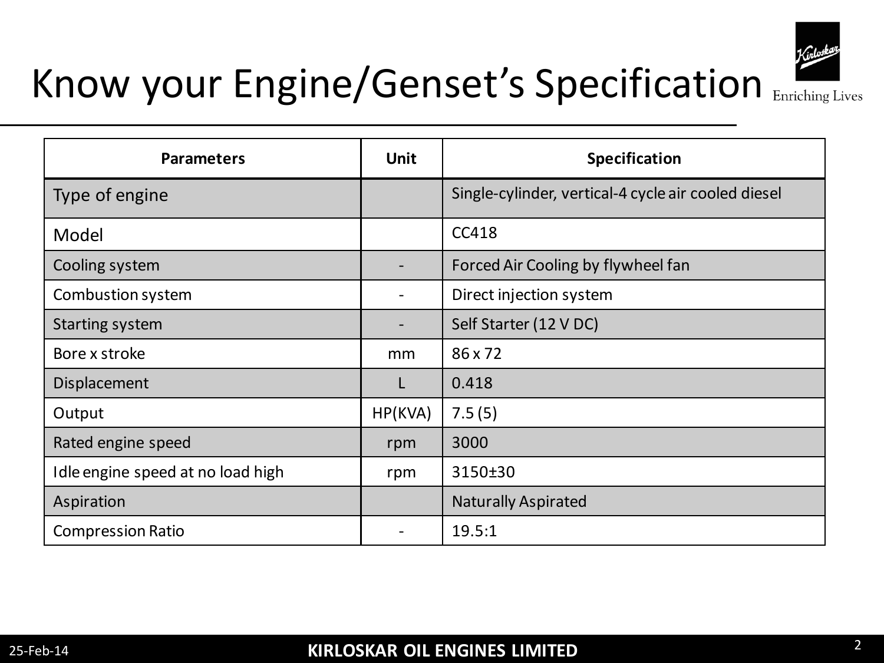# Know your Engine/Genset's Specification

| Parameters | Unit | Specification |
|---|---|---|
| Type of engine | | Single-cylinder, vertical-4 cycle air cooled diesel |
| Model | | CC418 |
| Cooling system | - | Forced Air Cooling by flywheel fan |
| Combustion system | - | Direct injection system |
| Starting system | - | Self Starter (12 V DC) |
| Bore x stroke | mm | 86 x 72 |
| Displacement | L | 0.418 |
| Output | HP(KVA) | 7.5 (5) |
| Rated engine speed | rpm | 3000 |
| Idle engine speed at no load high | rpm | 3150±30 |
| Aspiration | | Naturally Aspirated |
| Compression Ratio | - | 19.5:1 |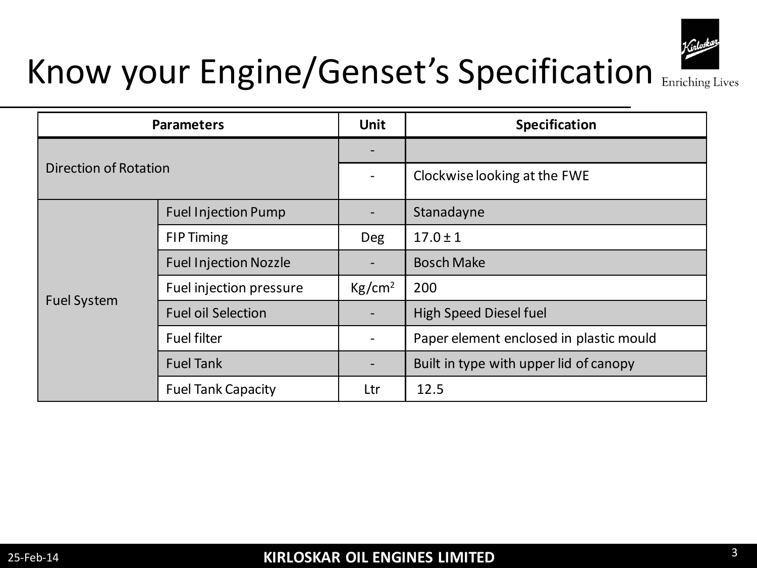# Know your Engine/Genset's Specification

| Parameters | | Unit | Specification |
|---|---|---|---|
| Direction of Rotation | | - | |
| | | - | Clockwise looking at the FWE |
| Fuel System | Fuel Injection Pump | - | Stanadayne |
| | FIP Timing | Deg | 17.0 ± 1 |
| | Fuel Injection Nozzle | - | Bosch Make |
| | Fuel injection pressure | $Kg/cm^2$ | 200 |
| | Fuel oil Selection | - | High Speed Diesel fuel |
| | Fuel filter | - | Paper element enclosed in plastic mould |
| | Fuel Tank | - | Built in type with upper lid of canopy |
| | Fuel Tank Capacity | Ltr | 12.5 |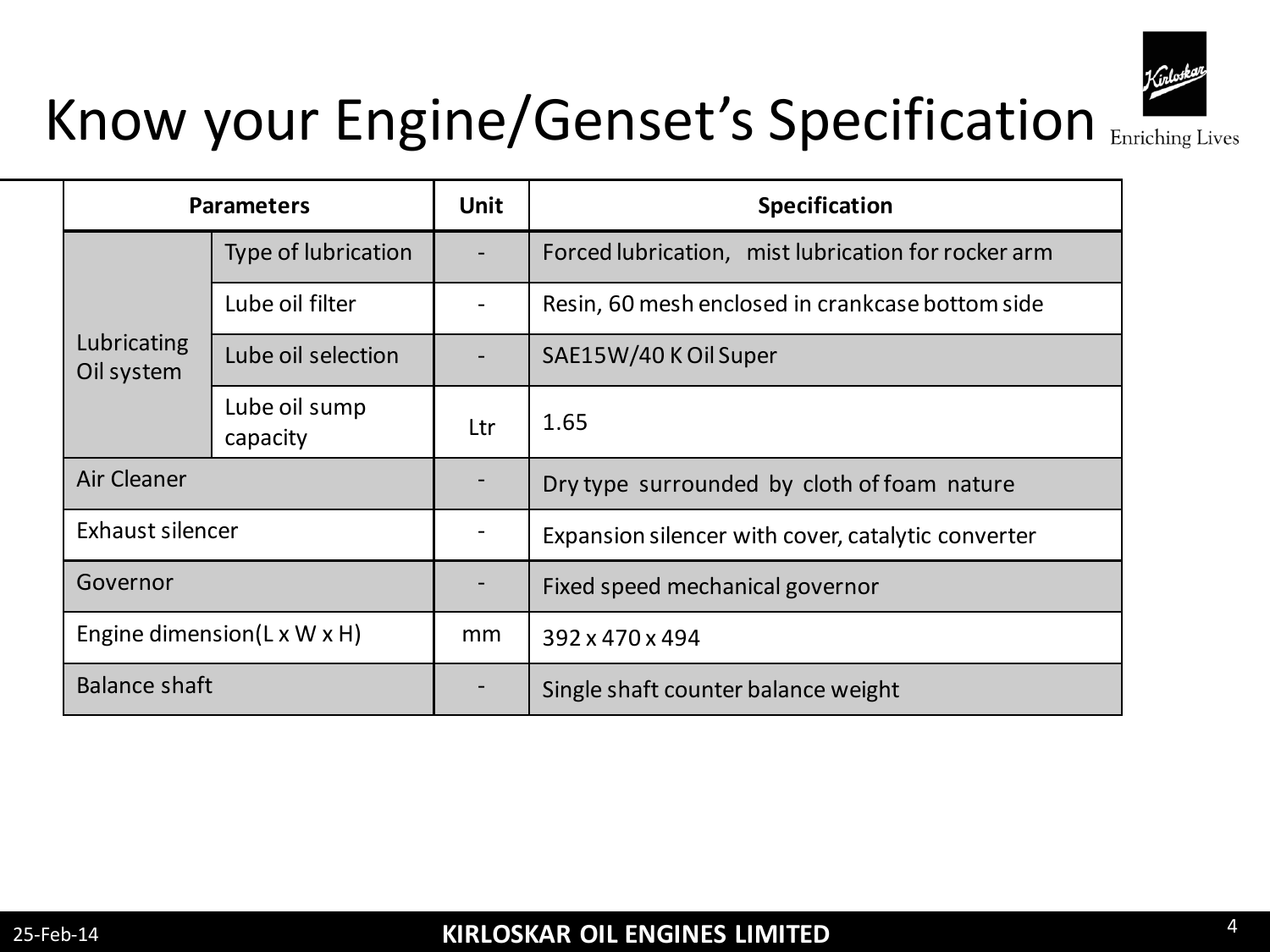# Know your Engine/Genset's Specification

| Parameters | | Unit | Specification |
|---|---|---|---|
| Lubricating Oil system | Type of lubrication | - | Forced lubrication, mist lubrication for rocker arm |
| | Lube oil filter | - | Resin, 60 mesh enclosed in crankcase bottom side |
| | Lube oil selection | - | SAE15W/40 K Oil Super |
| | Lube oil sump capacity | Ltr | 1.65 |
| Air Cleaner | | - | Dry type surrounded by cloth of foam nature |
| Exhaust silencer | | - | Expansion silencer with cover, catalytic converter |
| Governor | | - | Fixed speed mechanical governor |
| Engine dimension(L x W x H) | | mm | 392 x 470 x 494 |
| Balance shaft | | - | Single shaft counter balance weight |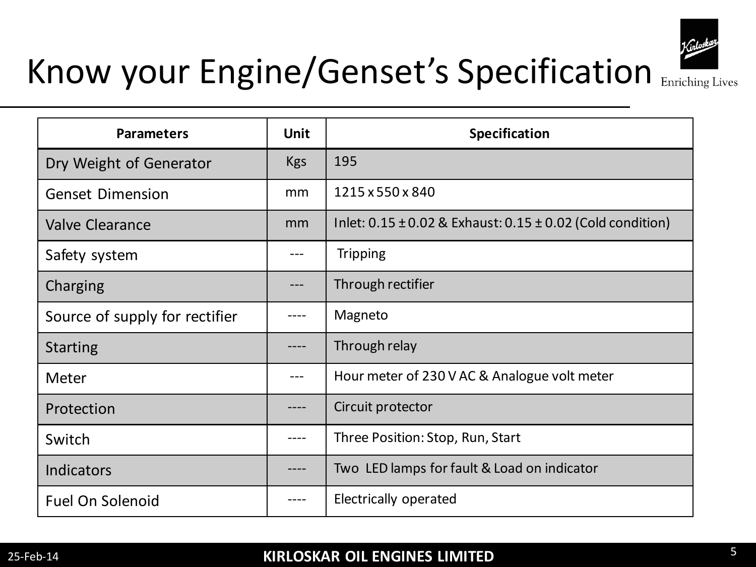# Know your Engine/Genset's Specification

| Parameters | Unit | Specification |
| --- | --- | --- |
| Dry Weight of Generator | Kgs | 195 |
| Genset Dimension | mm | 1215 x 550 x 840 |
| Valve Clearance | mm | Inlet: 0.15 ± 0.02 & Exhaust: 0.15 ± 0.02 (Cold condition) |
| Safety system | --- | Tripping |
| Charging | --- | Through rectifier |
| Source of supply for rectifier | ---- | Magneto |
| Starting | ---- | Through relay |
| Meter | --- | Hour meter of 230 V AC & Analogue volt meter |
| Protection | ---- | Circuit protector |
| Switch | ---- | Three Position: Stop, Run, Start |
| Indicators | ---- | Two LED lamps for fault & Load on indicator |
| Fuel On Solenoid | ---- | Electrically operated |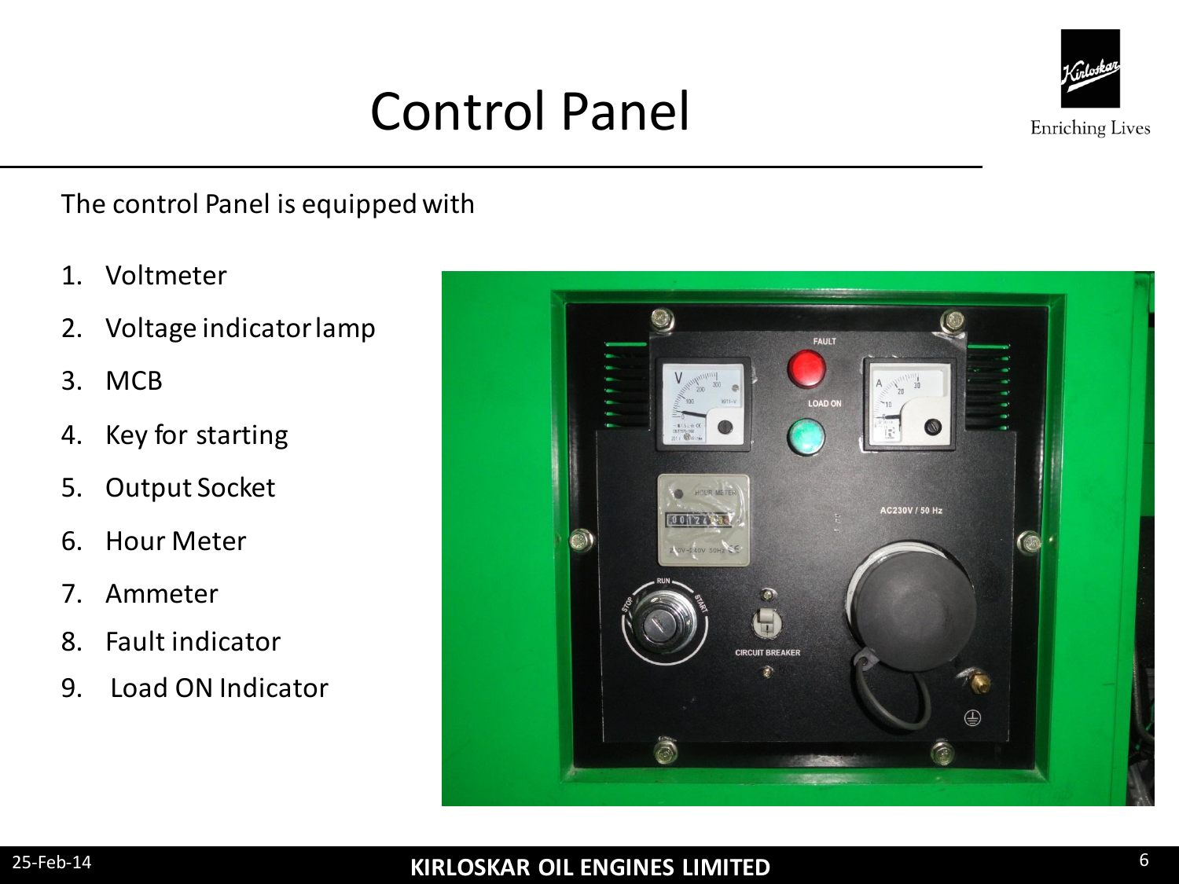# Control Panel

The control Panel is equipped with

1. Voltmeter
2. Voltage indicator lamp
3. MCB
4. Key for starting
5. Output Socket
6. Hour Meter
7. Ammeter
8. Fault indicator
9. Load ON Indicator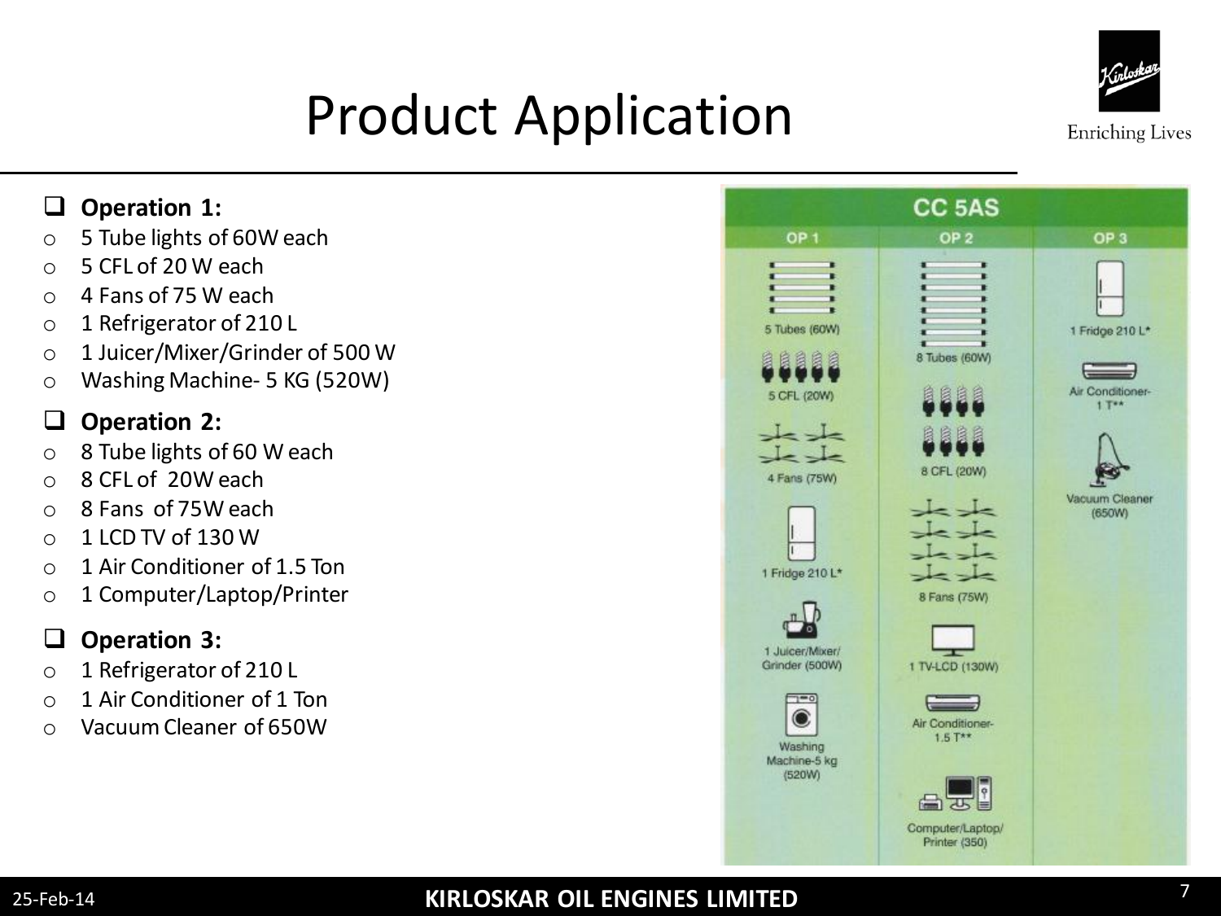# Product Application

### Operation 1:

- 5 Tube lights of 60W each
- 5 CFL of 20 W each
- 4 Fans of 75 W each
- 1 Refrigerator of 210 L
- 1 Juicer/Mixer/Grinder of 500 W
- Washing Machine- 5 KG (520W)

### Operation 2:

- 8 Tube lights of 60 W each
- 8 CFL of 20W each
- 8 Fans of 75W each
- 1 LCD TV of 130 W
- 1 Air Conditioner of 1.5 Ton
- 1 Computer/Laptop/Printer

### Operation 3:

- 1 Refrigerator of 210 L
- 1 Air Conditioner of 1 Ton
- Vacuum Cleaner of 650W

| CC 5AS | | |
|---|---|---|
| OP 1 | OP 2 | OP 3 |
| 5 Tubes (60W) | 8 Tubes (60W) | 1 Fridge 210 L* |
| 5 CFL (20W) | 8 CFL (20W) | Air Conditioner- 1 T** |
| 4 Fans (75W) | 8 Fans (75W) | Vacuum Cleaner (650W) |
| 1 Fridge 210 L* | 1 TV-LCD (130W) | |
| 1 Juicer/Mixer/ Grinder (500W) | Air Conditioner- 1.5 T** | |
| Washing Machine-5 kg (520W) | Computer/Laptop/ Printer (350) | |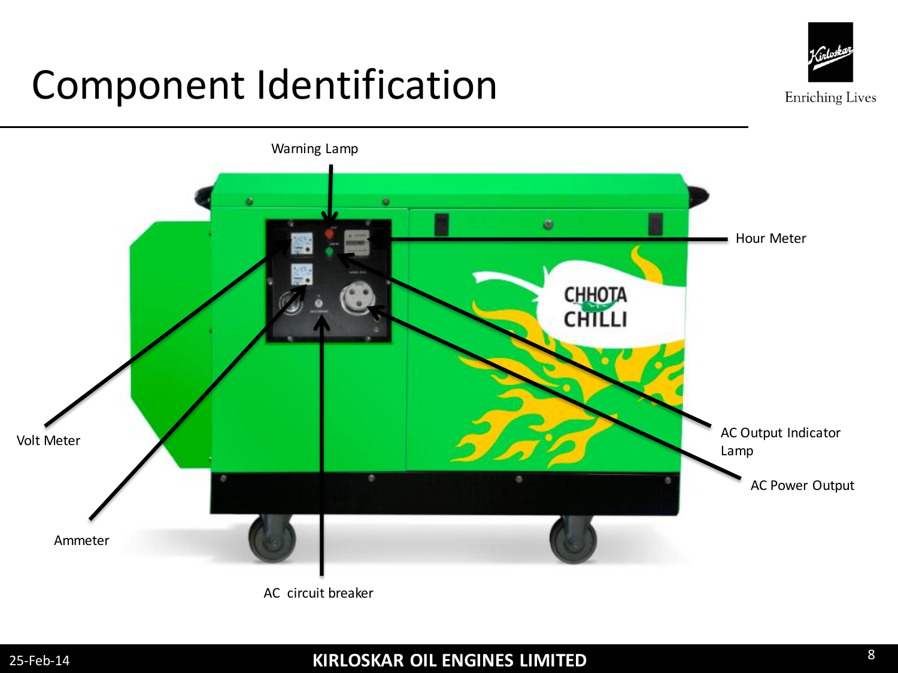# Component Identification

Warning Lamp

Hour Meter

Volt Meter

Ammeter

AC circuit breaker

AC Output Indicator Lamp

AC Power Output

CHHOTA CHILLI

Enriching Lives

**KIRLOSKAR OIL ENGINES LIMITED**